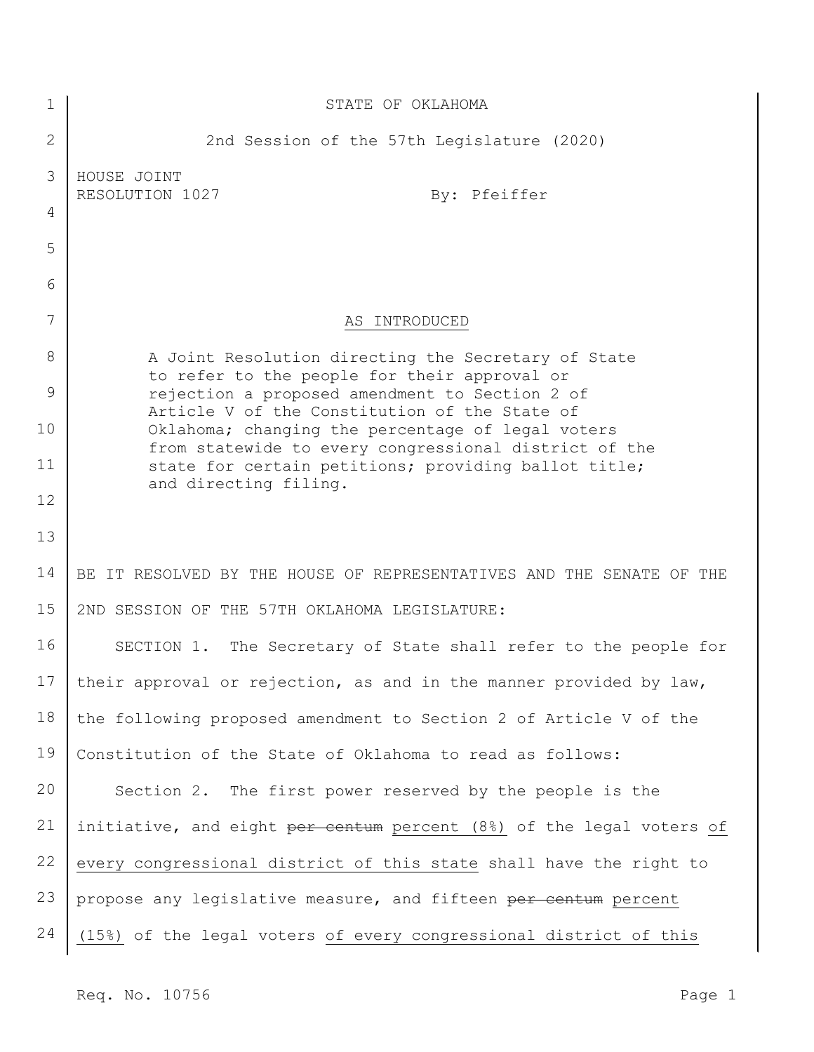STATE OF OKLAHOMA

2nd Session of the 57th Legislature (2020)

HOUSE JOINT RESOLUTION 1027 By: Pfeiffer

AS INTRODUCED

A Joint Resolution directing the Secretary of State to refer to the people for their approval or rejection a proposed amendment to Section 2 of Article V of the Constitution of the State of Oklahoma; changing the percentage of legal voters from statewide to every congressional district of the state for certain petitions; providing ballot title; and directing filing.

BE IT RESOLVED BY THE HOUSE OF REPRESENTATIVES AND THE SENATE OF THE 2ND SESSION OF THE 57TH OKLAHOMA LEGISLATURE:

SECTION 1. The Secretary of State shall refer to the people for their approval or rejection, as and in the manner provided by law, the following proposed amendment to Section 2 of Article V of the Constitution of the State of Oklahoma to read as follows:

Section 2. The first power reserved by the people is the initiative, and eight ~~per centum~~ <u>percent (8%)</u> of the legal voters <u>of every congressional district of this state</u> shall have the right to propose any legislative measure, and fifteen ~~per centum~~ <u>percent (15%)</u> of the legal voters <u>of every congressional district of this</u>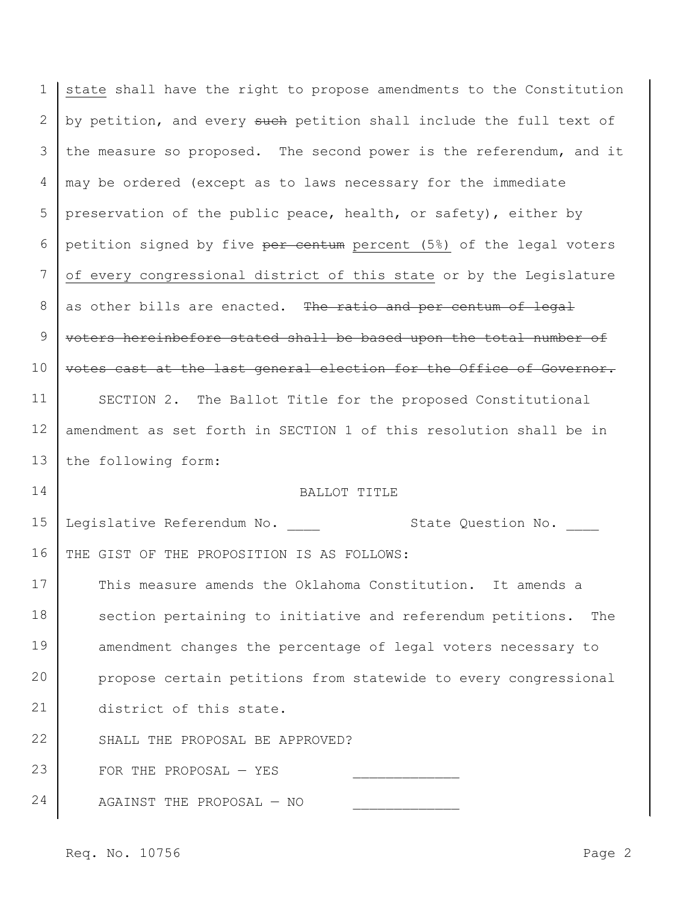state shall have the right to propose amendments to the Constitution by petition, and every ~~such~~ petition shall include the full text of the measure so proposed. The second power is the referendum, and it may be ordered (except as to laws necessary for the immediate preservation of the public peace, health, or safety), either by petition signed by five ~~per centum~~ percent (5%) of the legal voters of every congressional district of this state or by the Legislature as other bills are enacted. ~~The ratio and per centum of legal voters hereinbefore stated shall be based upon the total number of votes cast at the last general election for the Office of Governor.~~

SECTION 2. The Ballot Title for the proposed Constitutional amendment as set forth in SECTION 1 of this resolution shall be in the following form:

BALLOT TITLE

Legislative Referendum No. ____ State Question No. ____

THE GIST OF THE PROPOSITION IS AS FOLLOWS:

This measure amends the Oklahoma Constitution. It amends a section pertaining to initiative and referendum petitions. The amendment changes the percentage of legal voters necessary to propose certain petitions from statewide to every congressional district of this state.

SHALL THE PROPOSAL BE APPROVED?

FOR THE PROPOSAL — YES _____________

AGAINST THE PROPOSAL — NO _____________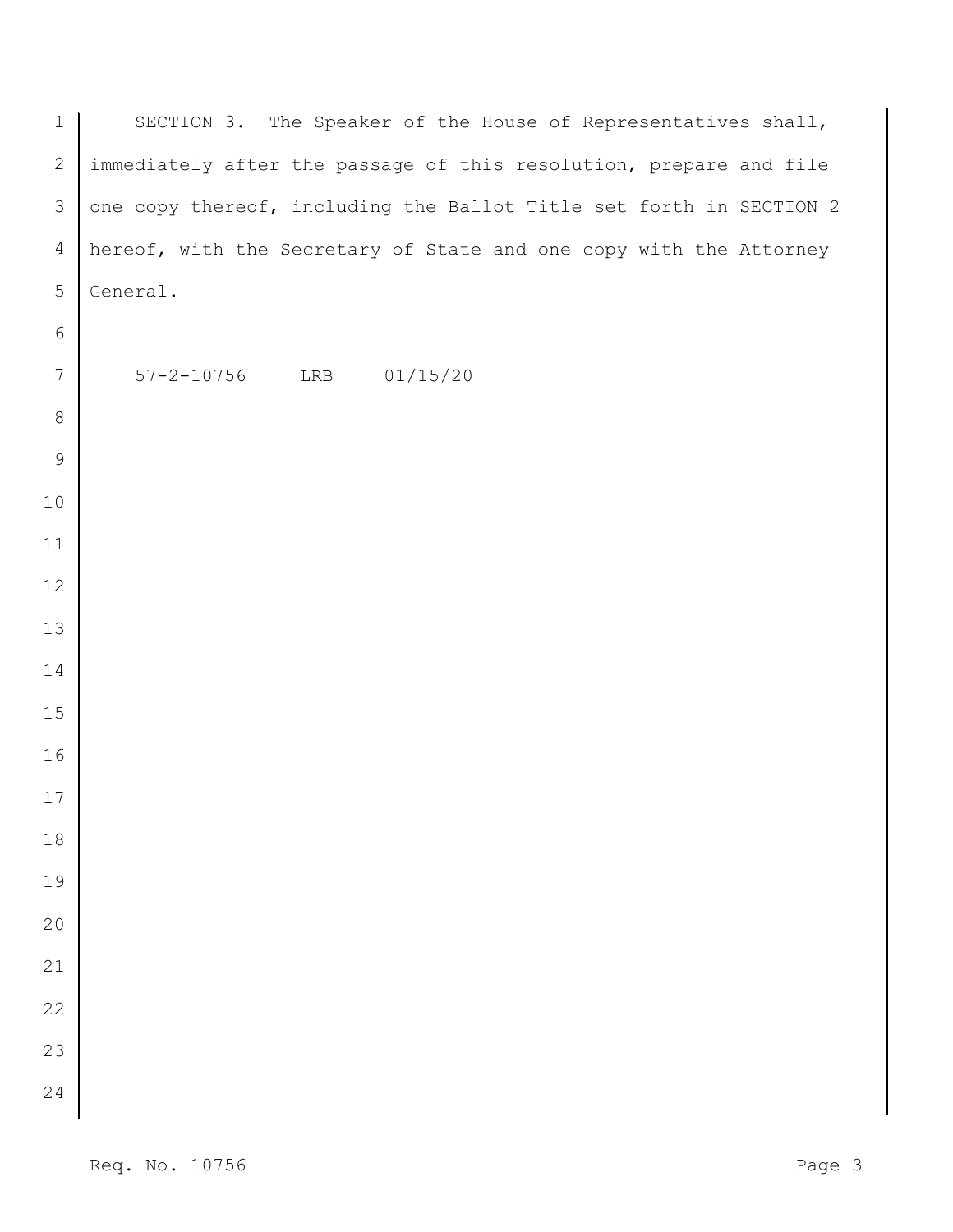SECTION 3. The Speaker of the House of Representatives shall, immediately after the passage of this resolution, prepare and file one copy thereof, including the Ballot Title set forth in SECTION 2 hereof, with the Secretary of State and one copy with the Attorney General.

57-2-10756 LRB 01/15/20